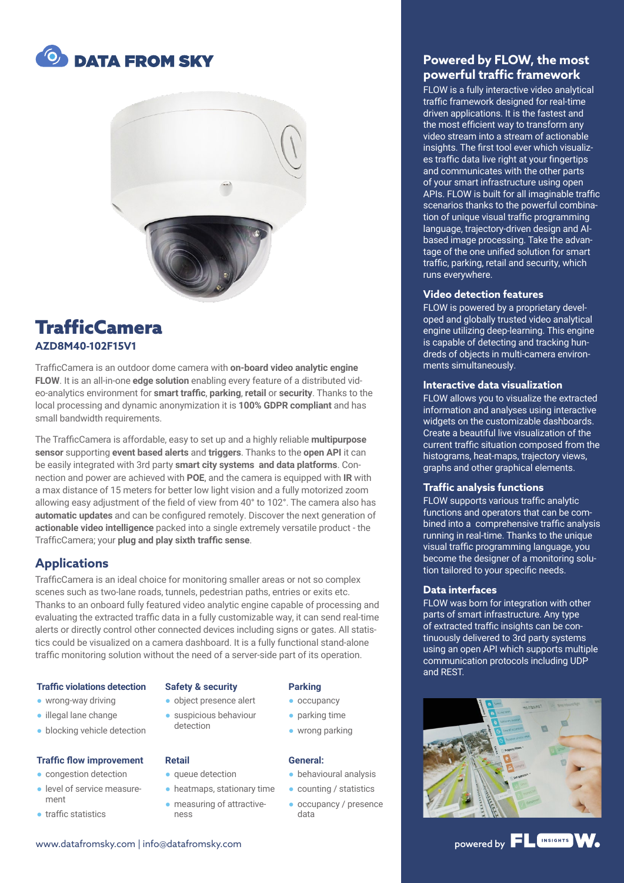# DATA FROM SKY

# TrafficCamera

**AZD8M40-102F15V1**

TrafficCamera is an outdoor dome camera with **on-board video analytic engine FLOW**. It is an all-in-one **edge solution** enabling every feature of a distributed video-analytics environment for **smart traffic**, **parking**, **retail** or **security**. Thanks to the local processing and dynamic anonymization it is **100% GDPR compliant** and has small bandwidth requirements.

The TrafficCamera is affordable, easy to set up and a highly reliable **multipurpose sensor** supporting **event based alerts** and **triggers**. Thanks to the **open API** it can be easily integrated with 3rd party **smart city systems** and **data platforms**. Connection and power are achieved with **POE**, and the camera is equipped with **IR** with a max distance of 15 meters for better low light vision and a fully motorized zoom allowing easy adjustment of the field of view from 40° to 102°. The camera also has **automatic updates** and can be configured remotely. Discover the next generation of **actionable video intelligence** packed into a single extremely versatile product - the TrafficCamera; your **plug and play sixth traffic sense**.

## Applications

TrafficCamera is an ideal choice for monitoring smaller areas or not so complex scenes such as two-lane roads, tunnels, pedestrian paths, entries or exits etc. Thanks to an onboard fully featured video analytic engine capable of processing and evaluating the extracted traffic data in a fully customizable way, it can send real-time alerts or directly control other connected devices including signs or gates. All statistics could be visualized on a camera dashboard. It is a fully functional stand-alone traffic monitoring solution without the need of a server-side part of its operation.

### Traffic violations detection

- wrong-way driving
- illegal lane change
- blocking vehicle detection

### Safety & security

- object presence alert
- suspicious behaviour detection

### Parking

- occupancy
- parking time
- wrong parking

### Traffic flow improvement

- congestion detection
- level of service measurement
- traffic statistics

### Retail

- queue detection
- heatmaps, stationary time
- measuring of attractiveness

### General:

- behavioural analysis
- counting / statistics
- occupancy / presence data

www.datafromsky.com | info@datafromsky.com

## Powered by FLOW, the most powerful traffic framework

FLOW is a fully interactive video analytical traffic framework designed for real-time driven applications. It is the fastest and the most efficient way to transform any video stream into a stream of actionable insights. The first tool ever which visualizes traffic data live right at your fingertips and communicates with the other parts of your smart infrastructure using open APIs. FLOW is built for all imaginable traffic scenarios thanks to the powerful combination of unique visual traffic programming language, trajectory-driven design and AI-based image processing. Take the advantage of the one unified solution for smart traffic, parking, retail and security, which runs everywhere.

### Video detection features

FLOW is powered by a proprietary developed and globally trusted video analytical engine utilizing deep-learning. This engine is capable of detecting and tracking hundreds of objects in multi-camera environments simultaneously.

### Interactive data visualization

FLOW allows you to visualize the extracted information and analyses using interactive widgets on the customizable dashboards. Create a beautiful live visualization of the current traffic situation composed from the histograms, heat-maps, trajectory views, graphs and other graphical elements.

### Traffic analysis functions

FLOW supports various traffic analytic functions and operators that can be combined into a comprehensive traffic analysis running in real-time. Thanks to the unique visual traffic programming language, you become the designer of a monitoring solution tailored to your specific needs.

### Data interfaces

FLOW was born for integration with other parts of smart infrastructure. Any type of extracted traffic insights can be continuously delivered to 3rd party systems using an open API which supports multiple communication protocols including UDP and REST.

powered by FLOW INSIGHTS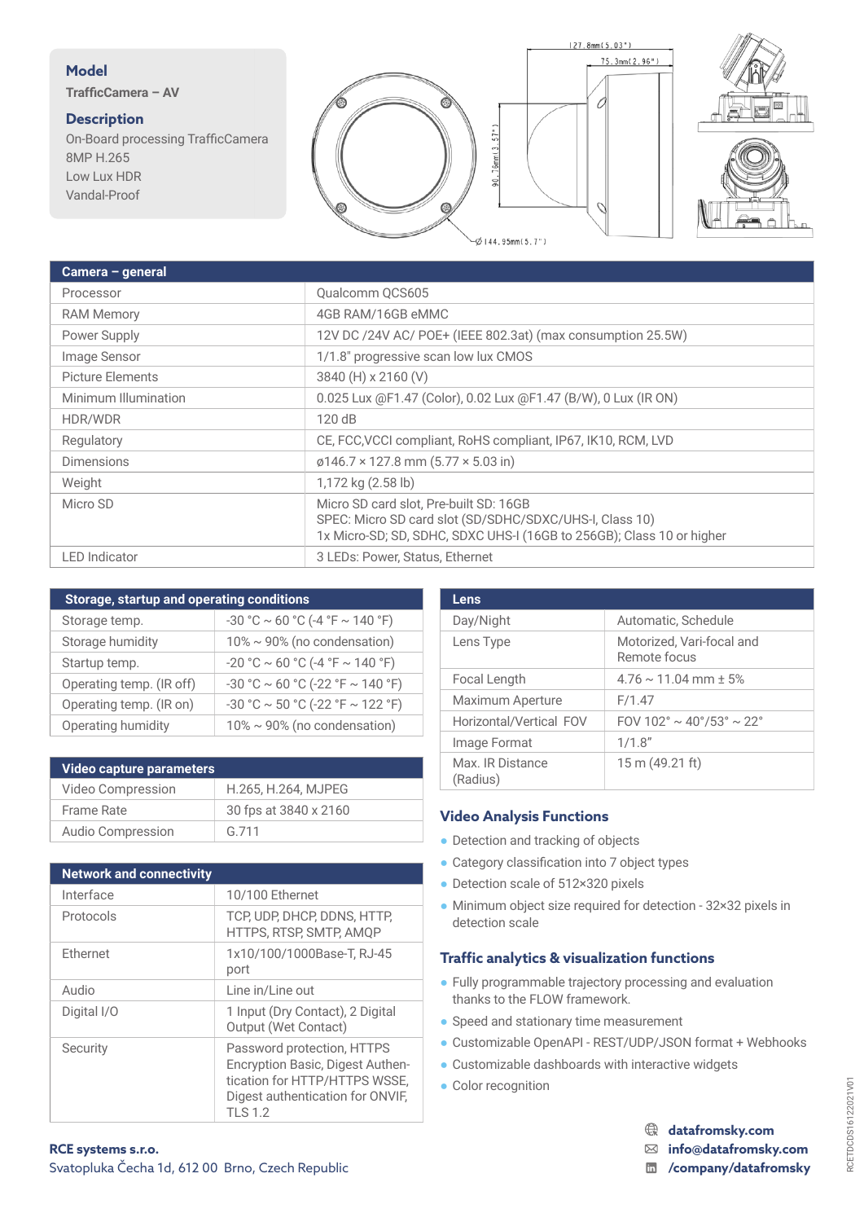**Model**

TrafficCamera – AV

**Description**

On-Board processing TrafficCamera
8MP H.265
Low Lux HDR
Vandal-Proof

127.8mm(5.03")
75.3mm(2.96")
90.79mm(3.57")
Ø144.95mm(5.7")

| Camera – general | |
|---|---|
| Processor | Qualcomm QCS605 |
| RAM Memory | 4GB RAM/16GB eMMC |
| Power Supply | 12V DC /24V AC/ POE+ (IEEE 802.3at) (max consumption 25.5W) |
| Image Sensor | 1/1.8" progressive scan low lux CMOS |
| Picture Elements | 3840 (H) x 2160 (V) |
| Minimum Illumination | 0.025 Lux @F1.47 (Color), 0.02 Lux @F1.47 (B/W), 0 Lux (IR ON) |
| HDR/WDR | 120 dB |
| Regulatory | CE, FCC,VCCI compliant, RoHS compliant, IP67, IK10, RCM, LVD |
| Dimensions | ø146.7 × 127.8 mm (5.77 × 5.03 in) |
| Weight | 1,172 kg (2.58 lb) |
| Micro SD | Micro SD card slot, Pre-built SD: 16GB<br>SPEC: Micro SD card slot (SD/SDHC/SDXC/UHS-I, Class 10)<br>1x Micro-SD; SD, SDHC, SDXC UHS-I (16GB to 256GB); Class 10 or higher |
| LED Indicator | 3 LEDs: Power, Status, Ethernet |

| Storage, startup and operating conditions | |
|---|---|
| Storage temp. | -30 °C ~ 60 °C (-4 °F ~ 140 °F) |
| Storage humidity | 10% ~ 90% (no condensation) |
| Startup temp. | -20 °C ~ 60 °C (-4 °F ~ 140 °F) |
| Operating temp. (IR off) | -30 °C ~ 60 °C (-22 °F ~ 140 °F) |
| Operating temp. (IR on) | -30 °C ~ 50 °C (-22 °F ~ 122 °F) |
| Operating humidity | 10% ~ 90% (no condensation) |

| Video capture parameters | |
|---|---|
| Video Compression | H.265, H.264, MJPEG |
| Frame Rate | 30 fps at 3840 x 2160 |
| Audio Compression | G.711 |

| Network and connectivity | |
|---|---|
| Interface | 10/100 Ethernet |
| Protocols | TCP, UDP, DHCP, DDNS, HTTP, HTTPS, RTSP, SMTP, AMQP |
| Ethernet | 1x10/100/1000Base-T, RJ-45 port |
| Audio | Line in/Line out |
| Digital I/O | 1 Input (Dry Contact), 2 Digital Output (Wet Contact) |
| Security | Password protection, HTTPS Encryption Basic, Digest Authentication for HTTP/HTTPS WSSE, Digest authentication for ONVIF, TLS 1.2 |

| Lens | |
|---|---|
| Day/Night | Automatic, Schedule |
| Lens Type | Motorized, Vari-focal and Remote focus |
| Focal Length | 4.76 ~ 11.04 mm ± 5% |
| Maximum Aperture | F/1.47 |
| Horizontal/Vertical FOV | FOV 102° ~ 40°/53° ~ 22° |
| Image Format | 1/1.8" |
| Max. IR Distance (Radius) | 15 m (49.21 ft) |

## Video Analysis Functions

- Detection and tracking of objects
- Category classification into 7 object types
- Detection scale of 512×320 pixels
- Minimum object size required for detection - 32×32 pixels in detection scale

## Traffic analytics & visualization functions

- Fully programmable trajectory processing and evaluation thanks to the FLOW framework.
- Speed and stationary time measurement
- Customizable OpenAPI - REST/UDP/JSON format + Webhooks
- Customizable dashboards with interactive widgets
- Color recognition

**RCE systems s.r.o.**
Svatopluka Čecha 1d, 612 00 Brno, Czech Republic

**datafromsky.com**
**info@datafromsky.com**
**/company/datafromsky**

RCETDCDS1612021V01